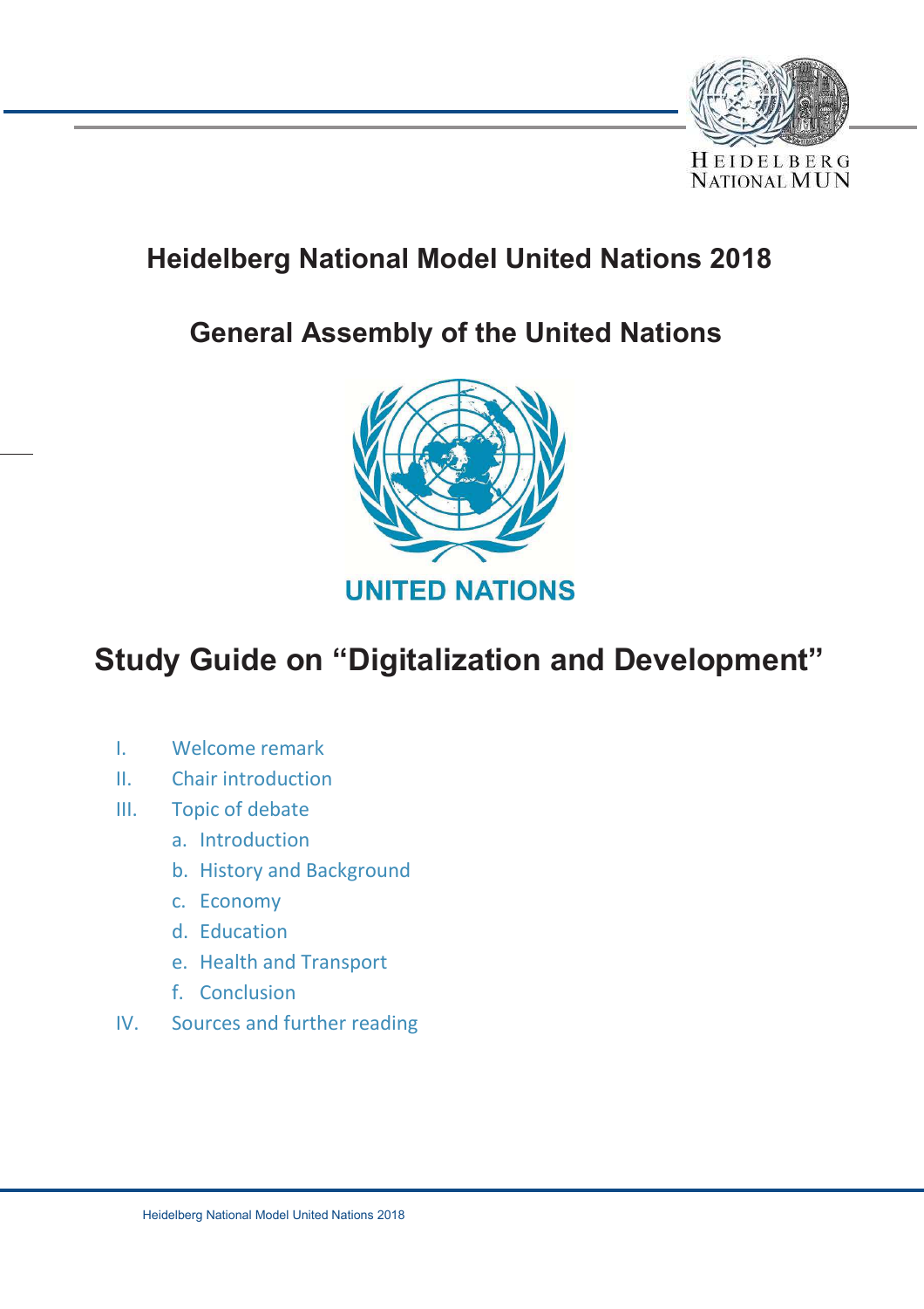# Heidelberg National Model United Nations 2018

## General Assembly of the United Nations

UNITED NATIONS

## Study Guide on "Digitalization and Development"

I. Welcome remark
II. Chair introduction
III. Topic of debate
   a. Introduction
   b. History and Background
   c. Economy
   d. Education
   e. Health and Transport
   f. Conclusion
IV. Sources and further reading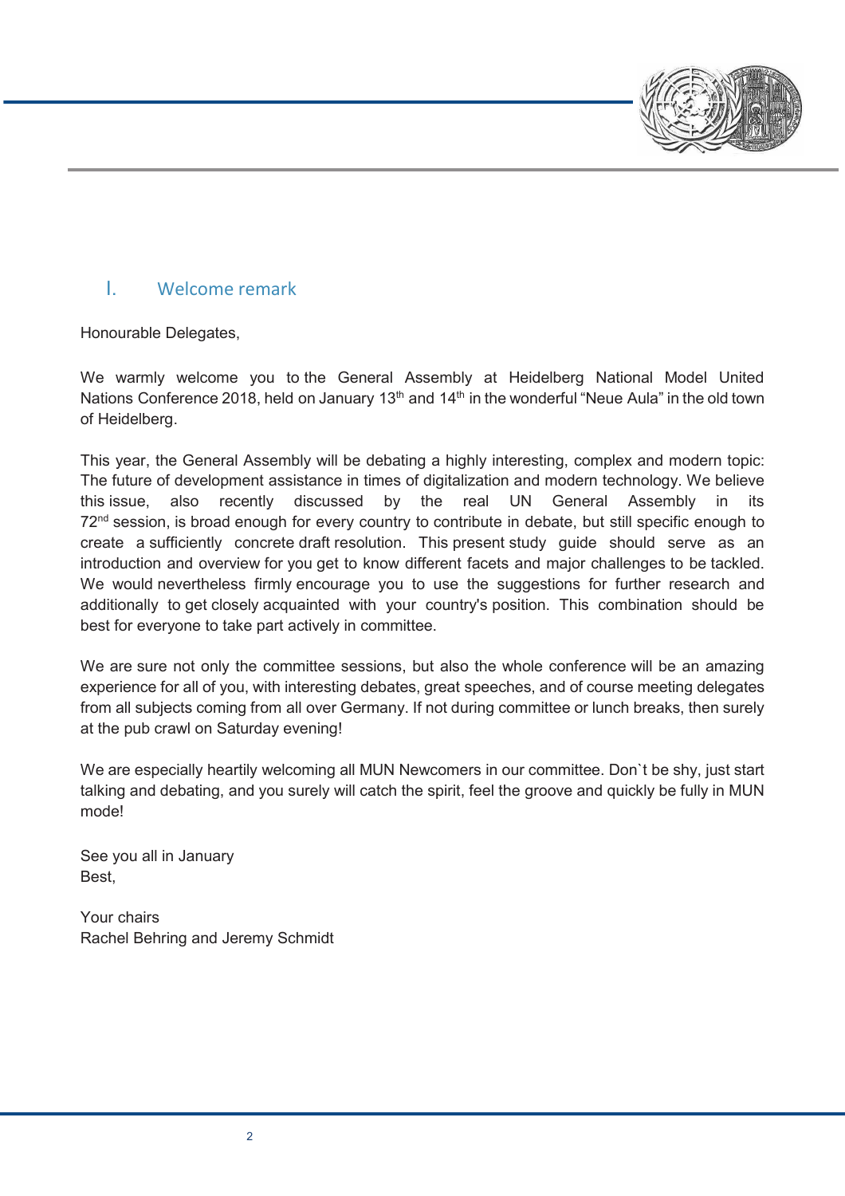## I. Welcome remark

Honourable Delegates,

We warmly welcome you to the General Assembly at Heidelberg National Model United Nations Conference 2018, held on January 13th and 14th in the wonderful "Neue Aula" in the old town of Heidelberg.

This year, the General Assembly will be debating a highly interesting, complex and modern topic: The future of development assistance in times of digitalization and modern technology. We believe this issue, also recently discussed by the real UN General Assembly in its 72nd session, is broad enough for every country to contribute in debate, but still specific enough to create a sufficiently concrete draft resolution. This present study guide should serve as an introduction and overview for you get to know different facets and major challenges to be tackled. We would nevertheless firmly encourage you to use the suggestions for further research and additionally to get closely acquainted with your country's position. This combination should be best for everyone to take part actively in committee.

We are sure not only the committee sessions, but also the whole conference will be an amazing experience for all of you, with interesting debates, great speeches, and of course meeting delegates from all subjects coming from all over Germany. If not during committee or lunch breaks, then surely at the pub crawl on Saturday evening!

We are especially heartily welcoming all MUN Newcomers in our committee. Don`t be shy, just start talking and debating, and you surely will catch the spirit, feel the groove and quickly be fully in MUN mode!

See you all in January
Best,

Your chairs
Rachel Behring and Jeremy Schmidt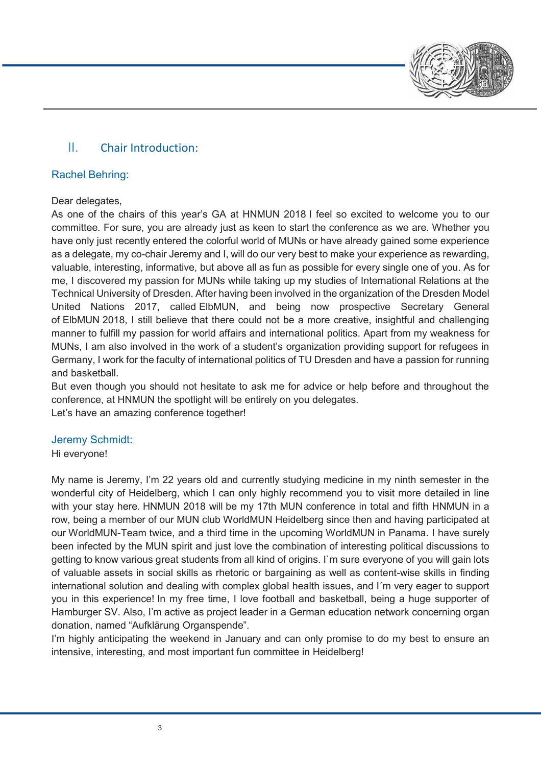## II. Chair Introduction:

### Rachel Behring:

Dear delegates,

As one of the chairs of this year's GA at HNMUN 2018 I feel so excited to welcome you to our committee. For sure, you are already just as keen to start the conference as we are. Whether you have only just recently entered the colorful world of MUNs or have already gained some experience as a delegate, my co-chair Jeremy and I, will do our very best to make your experience as rewarding, valuable, interesting, informative, but above all as fun as possible for every single one of you. As for me, I discovered my passion for MUNs while taking up my studies of International Relations at the Technical University of Dresden. After having been involved in the organization of the Dresden Model United Nations 2017, called ElbMUN, and being now prospective Secretary General of ElbMUN 2018, I still believe that there could not be a more creative, insightful and challenging manner to fulfill my passion for world affairs and international politics. Apart from my weakness for MUNs, I am also involved in the work of a student's organization providing support for refugees in Germany, I work for the faculty of international politics of TU Dresden and have a passion for running and basketball.

But even though you should not hesitate to ask me for advice or help before and throughout the conference, at HNMUN the spotlight will be entirely on you delegates.

Let's have an amazing conference together!

### Jeremy Schmidt:

Hi everyone!

My name is Jeremy, I'm 22 years old and currently studying medicine in my ninth semester in the wonderful city of Heidelberg, which I can only highly recommend you to visit more detailed in line with your stay here. HNMUN 2018 will be my 17th MUN conference in total and fifth HNMUN in a row, being a member of our MUN club WorldMUN Heidelberg since then and having participated at our WorldMUN-Team twice, and a third time in the upcoming WorldMUN in Panama. I have surely been infected by the MUN spirit and just love the combination of interesting political discussions to getting to know various great students from all kind of origins. I`m sure everyone of you will gain lots of valuable assets in social skills as rhetoric or bargaining as well as content-wise skills in finding international solution and dealing with complex global health issues, and I´m very eager to support you in this experience! In my free time, I love football and basketball, being a huge supporter of Hamburger SV. Also, I'm active as project leader in a German education network concerning organ donation, named "Aufklärung Organspende".

I'm highly anticipating the weekend in January and can only promise to do my best to ensure an intensive, interesting, and most important fun committee in Heidelberg!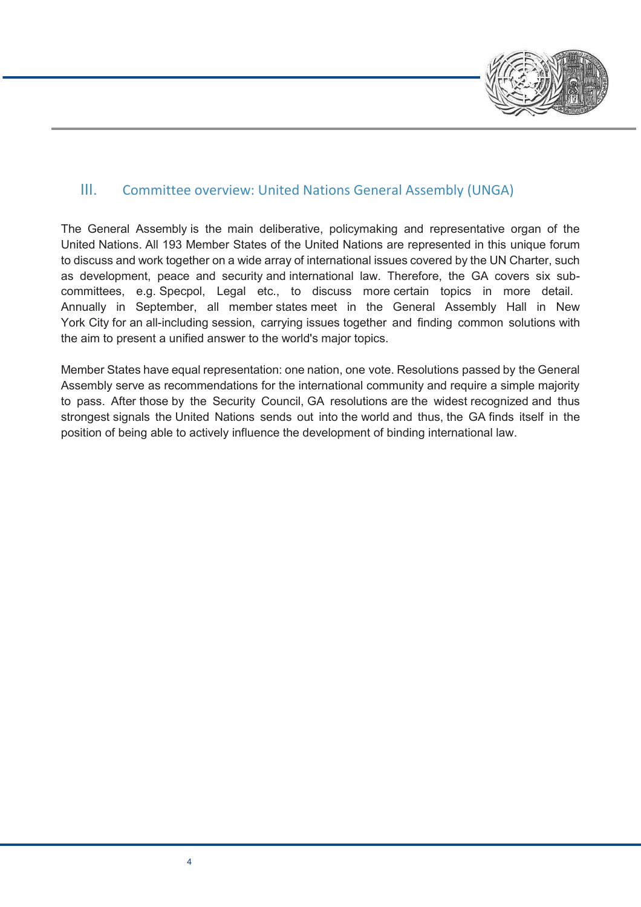## III. Committee overview: United Nations General Assembly (UNGA)

The General Assembly is the main deliberative, policymaking and representative organ of the United Nations. All 193 Member States of the United Nations are represented in this unique forum to discuss and work together on a wide array of international issues covered by the UN Charter, such as development, peace and security and international law. Therefore, the GA covers six sub-committees, e.g. Specpol, Legal etc., to discuss more certain topics in more detail. Annually in September, all member states meet in the General Assembly Hall in New York City for an all-including session, carrying issues together and finding common solutions with the aim to present a unified answer to the world's major topics.

Member States have equal representation: one nation, one vote. Resolutions passed by the General Assembly serve as recommendations for the international community and require a simple majority to pass. After those by the Security Council, GA resolutions are the widest recognized and thus strongest signals the United Nations sends out into the world and thus, the GA finds itself in the position of being able to actively influence the development of binding international law.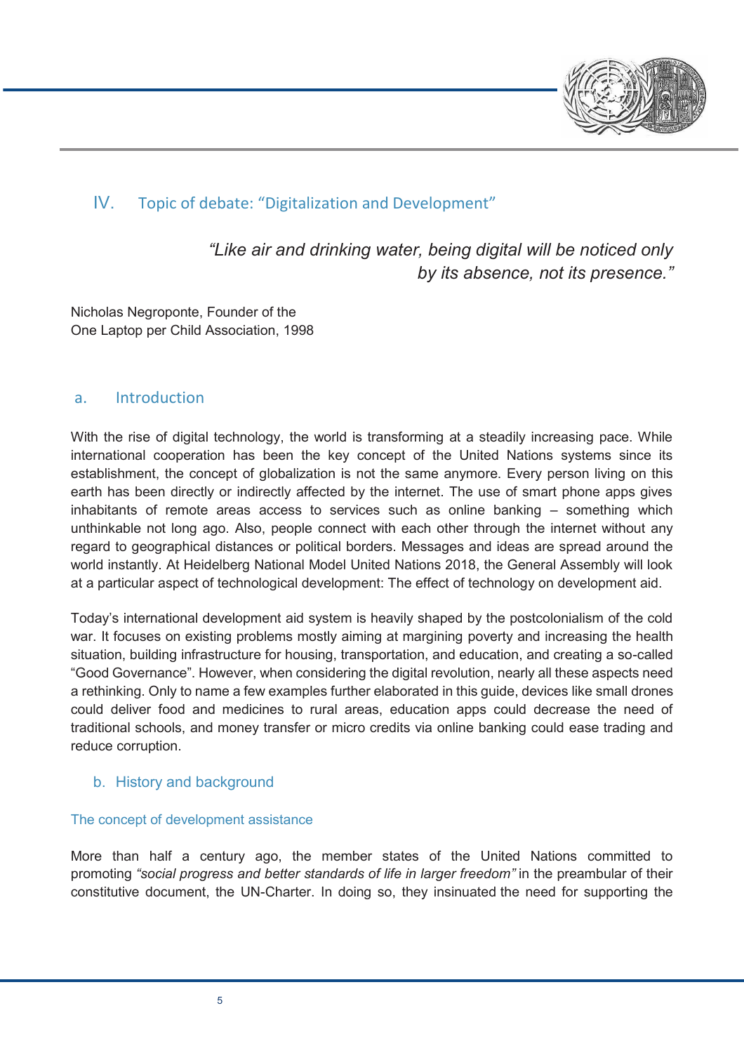## IV. Topic of debate: “Digitalization and Development”

> *“Like air and drinking water, being digital will be noticed only by its absence, not its presence.”*

Nicholas Negroponte, Founder of the One Laptop per Child Association, 1998

### a. Introduction

With the rise of digital technology, the world is transforming at a steadily increasing pace. While international cooperation has been the key concept of the United Nations systems since its establishment, the concept of globalization is not the same anymore. Every person living on this earth has been directly or indirectly affected by the internet. The use of smart phone apps gives inhabitants of remote areas access to services such as online banking – something which unthinkable not long ago. Also, people connect with each other through the internet without any regard to geographical distances or political borders. Messages and ideas are spread around the world instantly. At Heidelberg National Model United Nations 2018, the General Assembly will look at a particular aspect of technological development: The effect of technology on development aid.

Today’s international development aid system is heavily shaped by the postcolonialism of the cold war. It focuses on existing problems mostly aiming at margining poverty and increasing the health situation, building infrastructure for housing, transportation, and education, and creating a so-called “Good Governance”. However, when considering the digital revolution, nearly all these aspects need a rethinking. Only to name a few examples further elaborated in this guide, devices like small drones could deliver food and medicines to rural areas, education apps could decrease the need of traditional schools, and money transfer or micro credits via online banking could ease trading and reduce corruption.

### b. History and background

#### The concept of development assistance

More than half a century ago, the member states of the United Nations committed to promoting *“social progress and better standards of life in larger freedom”* in the preambular of their constitutive document, the UN-Charter. In doing so, they insinuated the need for supporting the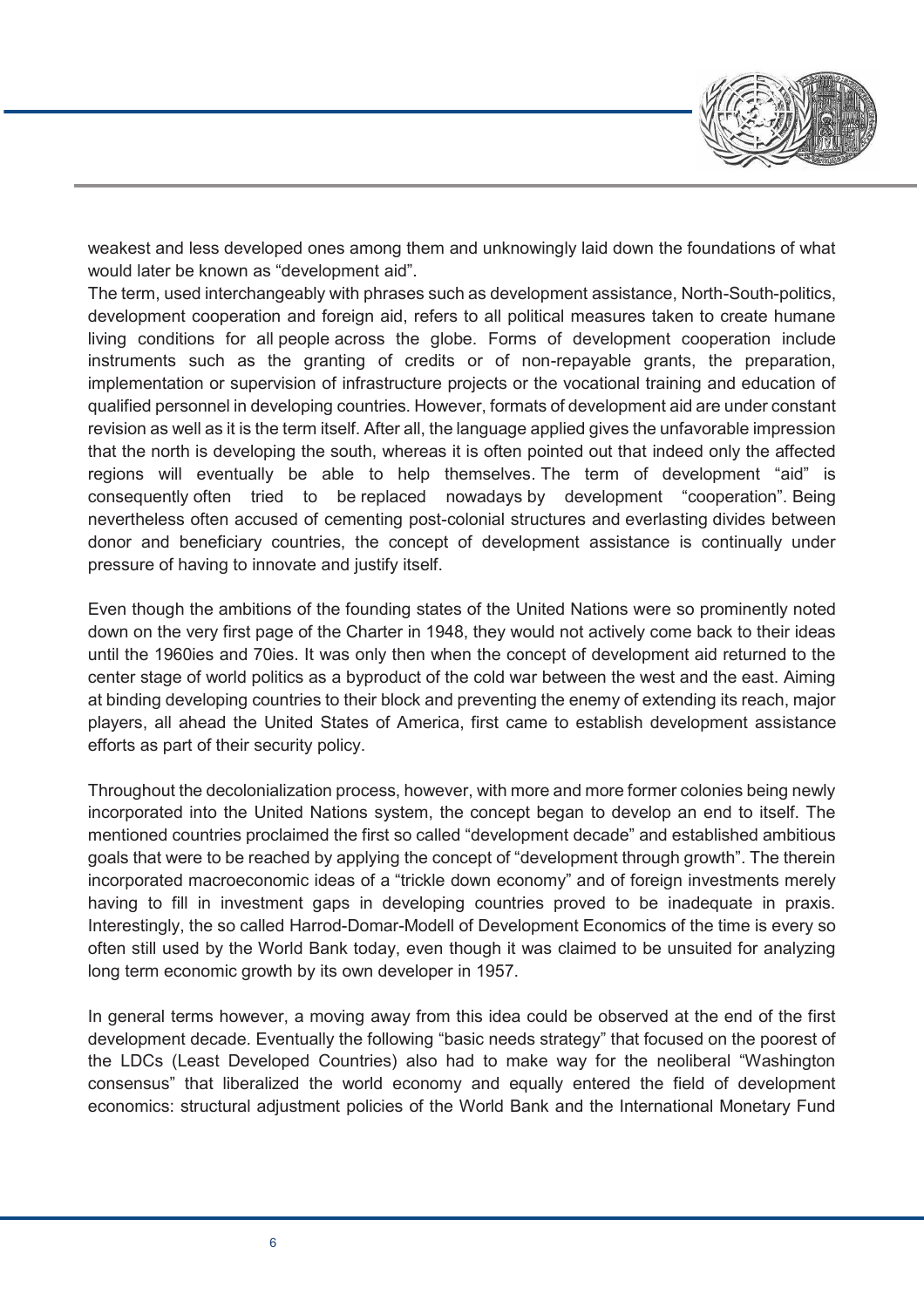weakest and less developed ones among them and unknowingly laid down the foundations of what would later be known as "development aid".
The term, used interchangeably with phrases such as development assistance, North-South-politics, development cooperation and foreign aid, refers to all political measures taken to create humane living conditions for all people across the globe. Forms of development cooperation include instruments such as the granting of credits or of non-repayable grants, the preparation, implementation or supervision of infrastructure projects or the vocational training and education of qualified personnel in developing countries. However, formats of development aid are under constant revision as well as it is the term itself. After all, the language applied gives the unfavorable impression that the north is developing the south, whereas it is often pointed out that indeed only the affected regions will eventually be able to help themselves. The term of development "aid" is consequently often tried to be replaced nowadays by development "cooperation". Being nevertheless often accused of cementing post-colonial structures and everlasting divides between donor and beneficiary countries, the concept of development assistance is continually under pressure of having to innovate and justify itself.

Even though the ambitions of the founding states of the United Nations were so prominently noted down on the very first page of the Charter in 1948, they would not actively come back to their ideas until the 1960ies and 70ies. It was only then when the concept of development aid returned to the center stage of world politics as a byproduct of the cold war between the west and the east. Aiming at binding developing countries to their block and preventing the enemy of extending its reach, major players, all ahead the United States of America, first came to establish development assistance efforts as part of their security policy.

Throughout the decolonialization process, however, with more and more former colonies being newly incorporated into the United Nations system, the concept began to develop an end to itself. The mentioned countries proclaimed the first so called "development decade" and established ambitious goals that were to be reached by applying the concept of "development through growth". The therein incorporated macroeconomic ideas of a "trickle down economy" and of foreign investments merely having to fill in investment gaps in developing countries proved to be inadequate in praxis. Interestingly, the so called Harrod-Domar-Modell of Development Economics of the time is every so often still used by the World Bank today, even though it was claimed to be unsuited for analyzing long term economic growth by its own developer in 1957.

In general terms however, a moving away from this idea could be observed at the end of the first development decade. Eventually the following "basic needs strategy" that focused on the poorest of the LDCs (Least Developed Countries) also had to make way for the neoliberal "Washington consensus" that liberalized the world economy and equally entered the field of development economics: structural adjustment policies of the World Bank and the International Monetary Fund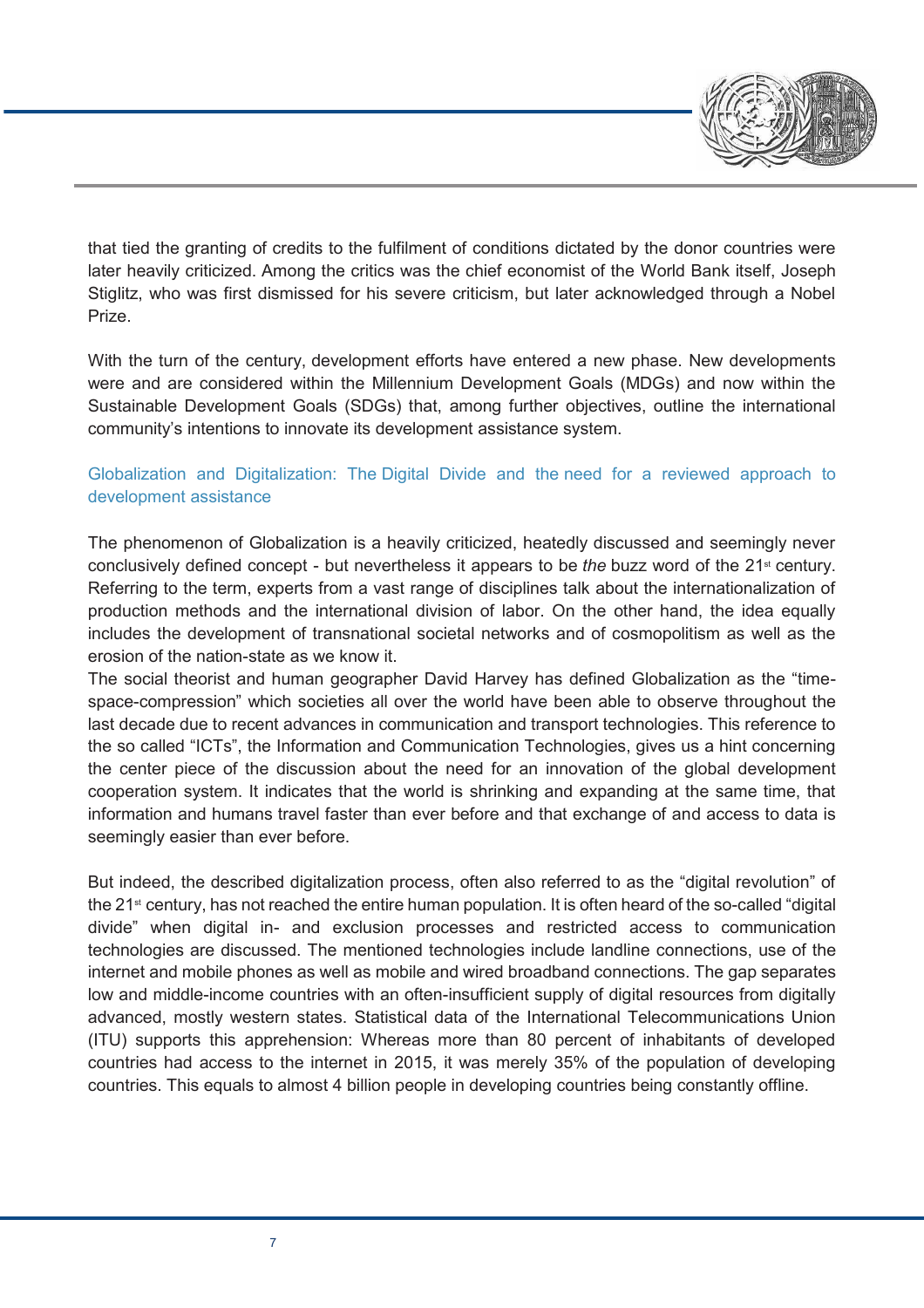that tied the granting of credits to the fulfilment of conditions dictated by the donor countries were later heavily criticized. Among the critics was the chief economist of the World Bank itself, Joseph Stiglitz, who was first dismissed for his severe criticism, but later acknowledged through a Nobel Prize.

With the turn of the century, development efforts have entered a new phase. New developments were and are considered within the Millennium Development Goals (MDGs) and now within the Sustainable Development Goals (SDGs) that, among further objectives, outline the international community's intentions to innovate its development assistance system.

## Globalization and Digitalization: The Digital Divide and the need for a reviewed approach to development assistance

The phenomenon of Globalization is a heavily criticized, heatedly discussed and seemingly never conclusively defined concept - but nevertheless it appears to be *the* buzz word of the 21st century. Referring to the term, experts from a vast range of disciplines talk about the internationalization of production methods and the international division of labor. On the other hand, the idea equally includes the development of transnational societal networks and of cosmopolitism as well as the erosion of the nation-state as we know it.
The social theorist and human geographer David Harvey has defined Globalization as the "time-space-compression" which societies all over the world have been able to observe throughout the last decade due to recent advances in communication and transport technologies. This reference to the so called "ICTs", the Information and Communication Technologies, gives us a hint concerning the center piece of the discussion about the need for an innovation of the global development cooperation system. It indicates that the world is shrinking and expanding at the same time, that information and humans travel faster than ever before and that exchange of and access to data is seemingly easier than ever before.

But indeed, the described digitalization process, often also referred to as the "digital revolution" of the 21st century, has not reached the entire human population. It is often heard of the so-called "digital divide" when digital in- and exclusion processes and restricted access to communication technologies are discussed. The mentioned technologies include landline connections, use of the internet and mobile phones as well as mobile and wired broadband connections. The gap separates low and middle-income countries with an often-insufficient supply of digital resources from digitally advanced, mostly western states. Statistical data of the International Telecommunications Union (ITU) supports this apprehension: Whereas more than 80 percent of inhabitants of developed countries had access to the internet in 2015, it was merely 35% of the population of developing countries. This equals to almost 4 billion people in developing countries being constantly offline.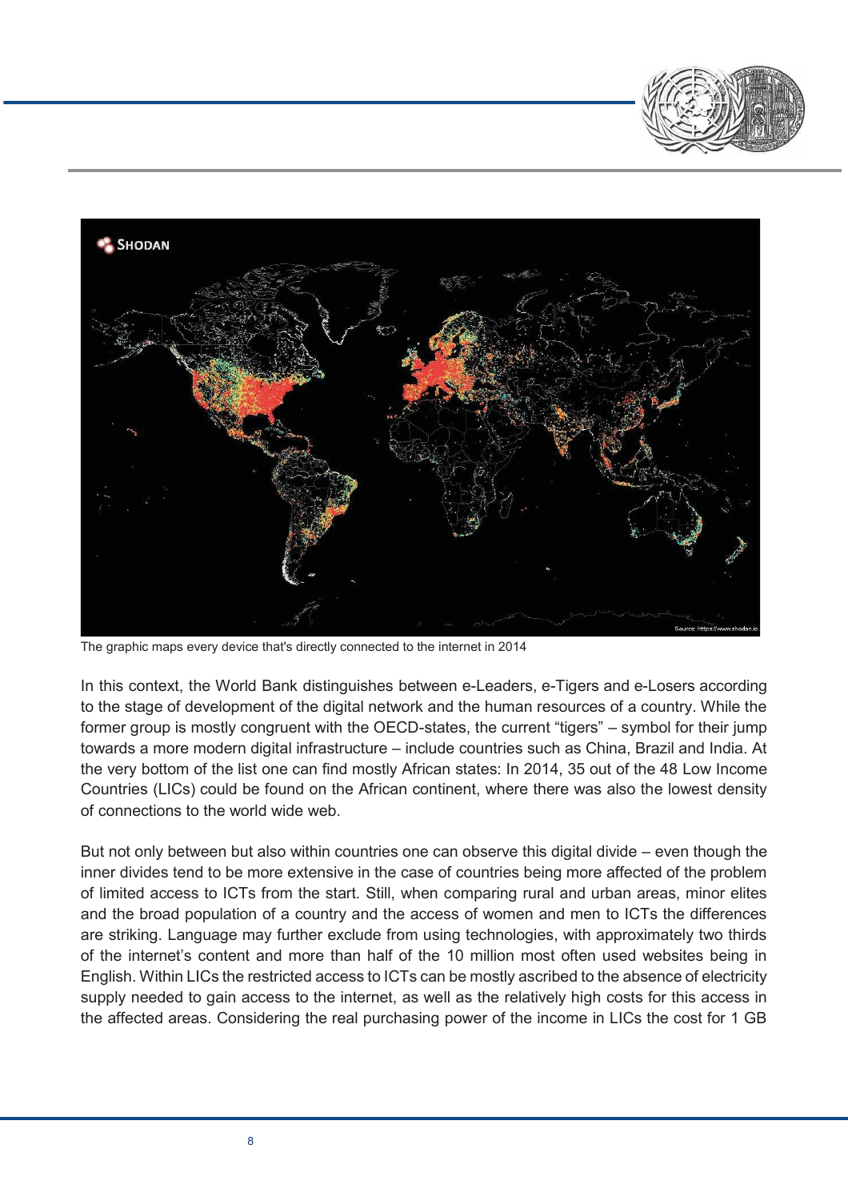The graphic maps every device that's directly connected to the internet in 2014

In this context, the World Bank distinguishes between e-Leaders, e-Tigers and e-Losers according to the stage of development of the digital network and the human resources of a country. While the former group is mostly congruent with the OECD-states, the current “tigers” – symbol for their jump towards a more modern digital infrastructure – include countries such as China, Brazil and India. At the very bottom of the list one can find mostly African states: In 2014, 35 out of the 48 Low Income Countries (LICs) could be found on the African continent, where there was also the lowest density of connections to the world wide web.

But not only between but also within countries one can observe this digital divide – even though the inner divides tend to be more extensive in the case of countries being more affected of the problem of limited access to ICTs from the start. Still, when comparing rural and urban areas, minor elites and the broad population of a country and the access of women and men to ICTs the differences are striking. Language may further exclude from using technologies, with approximately two thirds of the internet’s content and more than half of the 10 million most often used websites being in English. Within LICs the restricted access to ICTs can be mostly ascribed to the absence of electricity supply needed to gain access to the internet, as well as the relatively high costs for this access in the affected areas. Considering the real purchasing power of the income in LICs the cost for 1 GB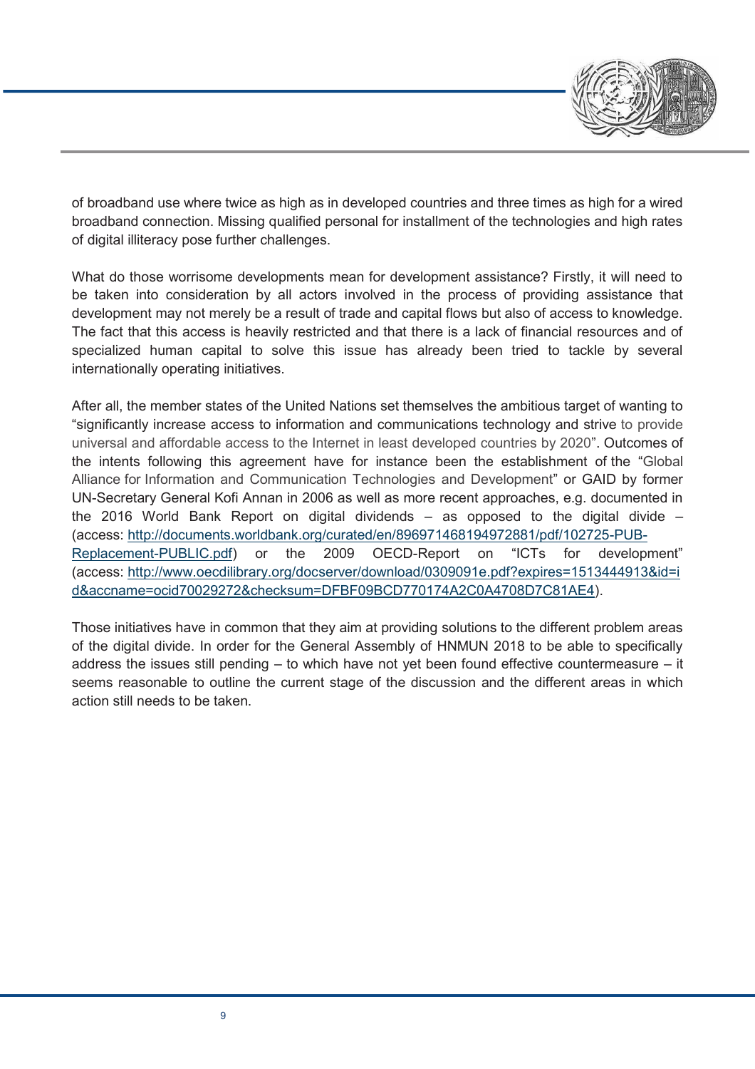of broadband use where twice as high as in developed countries and three times as high for a wired broadband connection. Missing qualified personal for installment of the technologies and high rates of digital illiteracy pose further challenges.

What do those worrisome developments mean for development assistance? Firstly, it will need to be taken into consideration by all actors involved in the process of providing assistance that development may not merely be a result of trade and capital flows but also of access to knowledge. The fact that this access is heavily restricted and that there is a lack of financial resources and of specialized human capital to solve this issue has already been tried to tackle by several internationally operating initiatives.

After all, the member states of the United Nations set themselves the ambitious target of wanting to "significantly increase access to information and communications technology and strive to provide universal and affordable access to the Internet in least developed countries by 2020". Outcomes of the intents following this agreement have for instance been the establishment of the "Global Alliance for Information and Communication Technologies and Development" or GAID by former UN-Secretary General Kofi Annan in 2006 as well as more recent approaches, e.g. documented in the 2016 World Bank Report on digital dividends – as opposed to the digital divide – (access: http://documents.worldbank.org/curated/en/896971468194972881/pdf/102725-PUB-Replacement-PUBLIC.pdf) or the 2009 OECD-Report on "ICTs for development" (access: http://www.oecdilibrary.org/docserver/download/0309091e.pdf?expires=1513444913&id=id&accname=ocid70029272&checksum=DFBF09BCD770174A2C0A4708D7C81AE4).

Those initiatives have in common that they aim at providing solutions to the different problem areas of the digital divide. In order for the General Assembly of HNMUN 2018 to be able to specifically address the issues still pending – to which have not yet been found effective countermeasure – it seems reasonable to outline the current stage of the discussion and the different areas in which action still needs to be taken.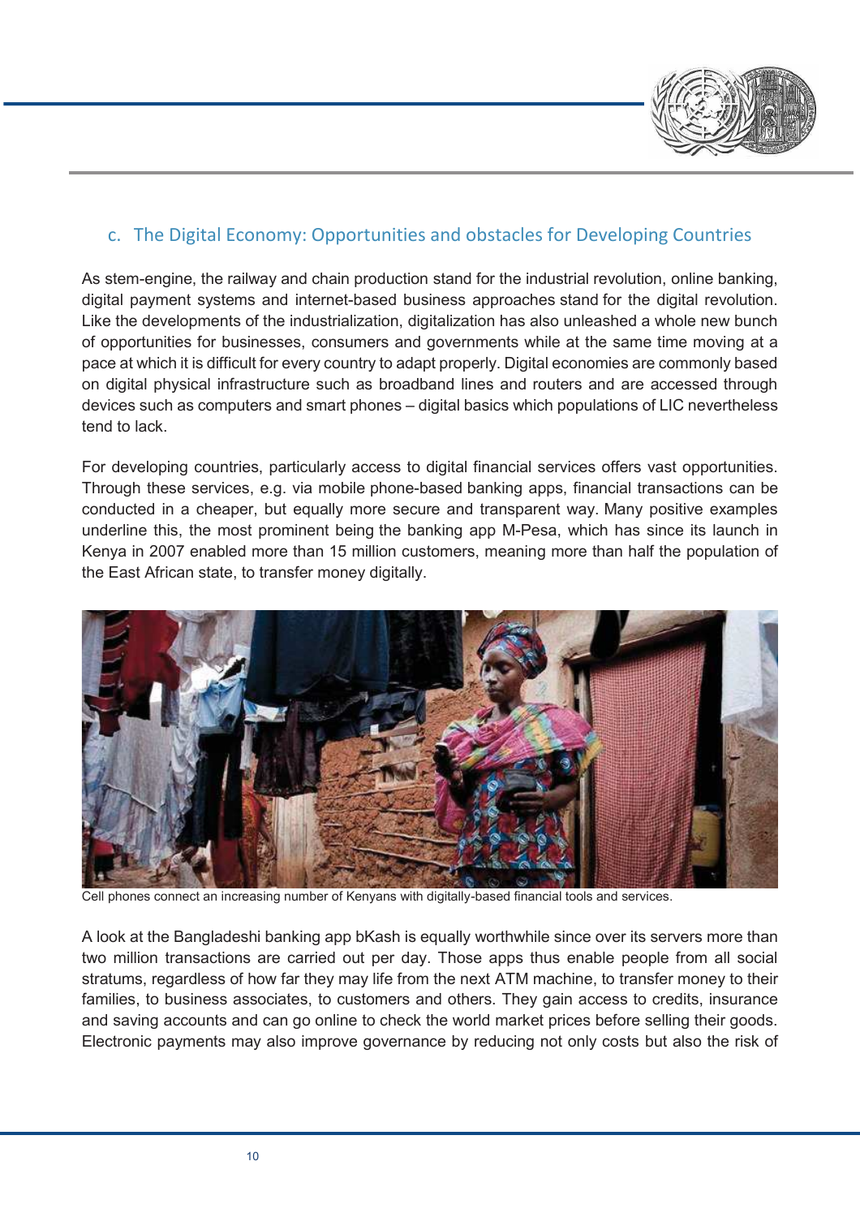## c. The Digital Economy: Opportunities and obstacles for Developing Countries

As stem-engine, the railway and chain production stand for the industrial revolution, online banking, digital payment systems and internet-based business approaches stand for the digital revolution. Like the developments of the industrialization, digitalization has also unleashed a whole new bunch of opportunities for businesses, consumers and governments while at the same time moving at a pace at which it is difficult for every country to adapt properly. Digital economies are commonly based on digital physical infrastructure such as broadband lines and routers and are accessed through devices such as computers and smart phones – digital basics which populations of LIC nevertheless tend to lack.

For developing countries, particularly access to digital financial services offers vast opportunities. Through these services, e.g. via mobile phone-based banking apps, financial transactions can be conducted in a cheaper, but equally more secure and transparent way. Many positive examples underline this, the most prominent being the banking app M-Pesa, which has since its launch in Kenya in 2007 enabled more than 15 million customers, meaning more than half the population of the East African state, to transfer money digitally.

Cell phones connect an increasing number of Kenyans with digitally-based financial tools and services.

A look at the Bangladeshi banking app bKash is equally worthwhile since over its servers more than two million transactions are carried out per day. Those apps thus enable people from all social stratums, regardless of how far they may life from the next ATM machine, to transfer money to their families, to business associates, to customers and others. They gain access to credits, insurance and saving accounts and can go online to check the world market prices before selling their goods. Electronic payments may also improve governance by reducing not only costs but also the risk of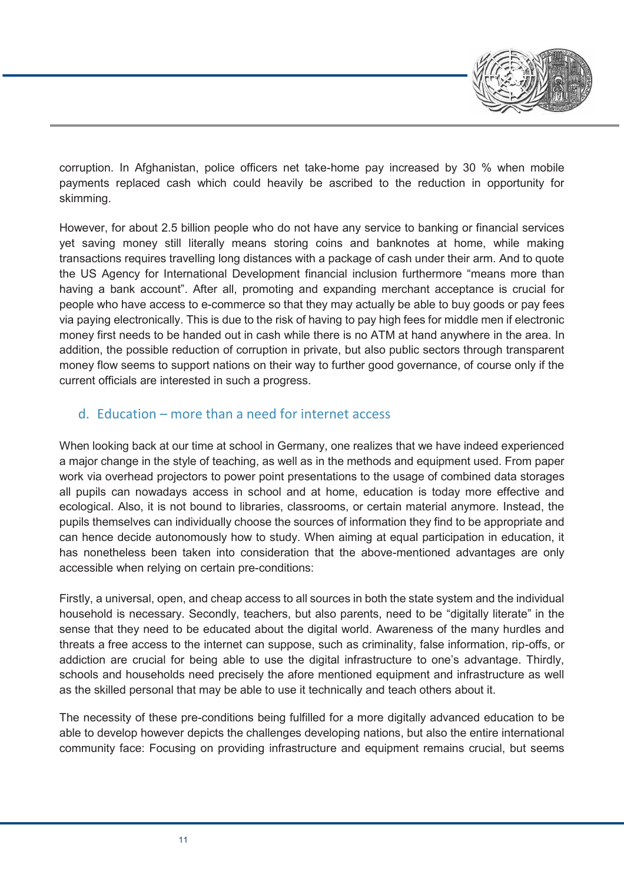corruption. In Afghanistan, police officers net take-home pay increased by 30 % when mobile payments replaced cash which could heavily be ascribed to the reduction in opportunity for skimming.

However, for about 2.5 billion people who do not have any service to banking or financial services yet saving money still literally means storing coins and banknotes at home, while making transactions requires travelling long distances with a package of cash under their arm. And to quote the US Agency for International Development financial inclusion furthermore "means more than having a bank account". After all, promoting and expanding merchant acceptance is crucial for people who have access to e-commerce so that they may actually be able to buy goods or pay fees via paying electronically. This is due to the risk of having to pay high fees for middle men if electronic money first needs to be handed out in cash while there is no ATM at hand anywhere in the area. In addition, the possible reduction of corruption in private, but also public sectors through transparent money flow seems to support nations on their way to further good governance, of course only if the current officials are interested in such a progress.

### d. Education – more than a need for internet access

When looking back at our time at school in Germany, one realizes that we have indeed experienced a major change in the style of teaching, as well as in the methods and equipment used. From paper work via overhead projectors to power point presentations to the usage of combined data storages all pupils can nowadays access in school and at home, education is today more effective and ecological. Also, it is not bound to libraries, classrooms, or certain material anymore. Instead, the pupils themselves can individually choose the sources of information they find to be appropriate and can hence decide autonomously how to study. When aiming at equal participation in education, it has nonetheless been taken into consideration that the above-mentioned advantages are only accessible when relying on certain pre-conditions:

Firstly, a universal, open, and cheap access to all sources in both the state system and the individual household is necessary. Secondly, teachers, but also parents, need to be "digitally literate" in the sense that they need to be educated about the digital world. Awareness of the many hurdles and threats a free access to the internet can suppose, such as criminality, false information, rip-offs, or addiction are crucial for being able to use the digital infrastructure to one's advantage. Thirdly, schools and households need precisely the afore mentioned equipment and infrastructure as well as the skilled personal that may be able to use it technically and teach others about it.

The necessity of these pre-conditions being fulfilled for a more digitally advanced education to be able to develop however depicts the challenges developing nations, but also the entire international community face: Focusing on providing infrastructure and equipment remains crucial, but seems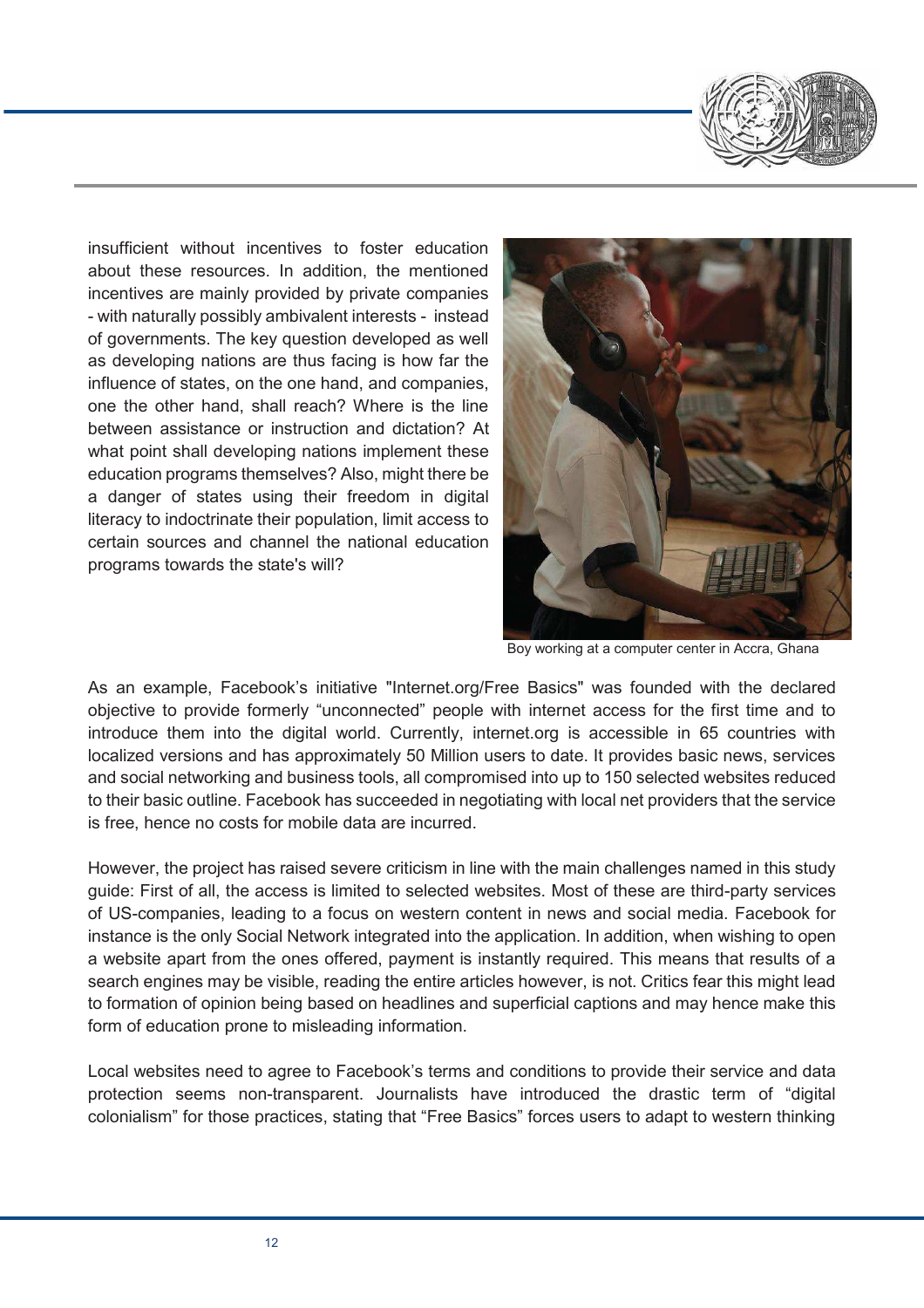insufficient without incentives to foster education about these resources. In addition, the mentioned incentives are mainly provided by private companies - with naturally possibly ambivalent interests - instead of governments. The key question developed as well as developing nations are thus facing is how far the influence of states, on the one hand, and companies, one the other hand, shall reach? Where is the line between assistance or instruction and dictation? At what point shall developing nations implement these education programs themselves? Also, might there be a danger of states using their freedom in digital literacy to indoctrinate their population, limit access to certain sources and channel the national education programs towards the state's will?

Boy working at a computer center in Accra, Ghana

As an example, Facebook's initiative "Internet.org/Free Basics" was founded with the declared objective to provide formerly "unconnected" people with internet access for the first time and to introduce them into the digital world. Currently, internet.org is accessible in 65 countries with localized versions and has approximately 50 Million users to date. It provides basic news, services and social networking and business tools, all compromised into up to 150 selected websites reduced to their basic outline. Facebook has succeeded in negotiating with local net providers that the service is free, hence no costs for mobile data are incurred.

However, the project has raised severe criticism in line with the main challenges named in this study guide: First of all, the access is limited to selected websites. Most of these are third-party services of US-companies, leading to a focus on western content in news and social media. Facebook for instance is the only Social Network integrated into the application. In addition, when wishing to open a website apart from the ones offered, payment is instantly required. This means that results of a search engines may be visible, reading the entire articles however, is not. Critics fear this might lead to formation of opinion being based on headlines and superficial captions and may hence make this form of education prone to misleading information.

Local websites need to agree to Facebook's terms and conditions to provide their service and data protection seems non-transparent. Journalists have introduced the drastic term of "digital colonialism" for those practices, stating that "Free Basics" forces users to adapt to western thinking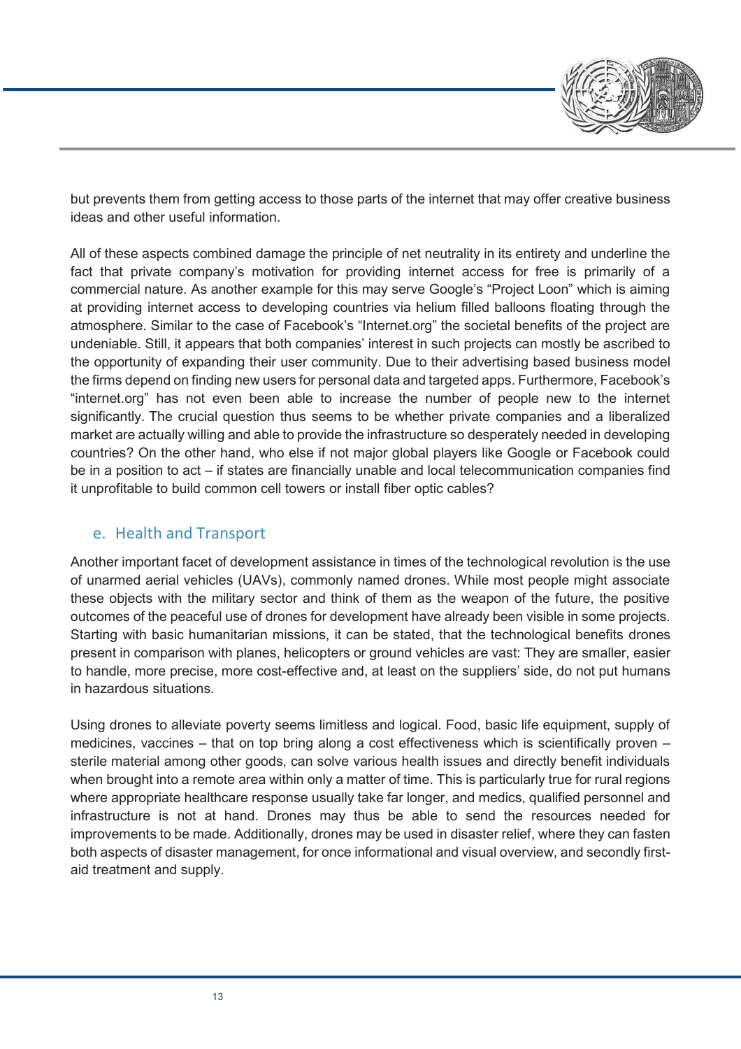but prevents them from getting access to those parts of the internet that may offer creative business ideas and other useful information.

All of these aspects combined damage the principle of net neutrality in its entirety and underline the fact that private company's motivation for providing internet access for free is primarily of a commercial nature. As another example for this may serve Google's "Project Loon" which is aiming at providing internet access to developing countries via helium filled balloons floating through the atmosphere. Similar to the case of Facebook's "Internet.org" the societal benefits of the project are undeniable. Still, it appears that both companies' interest in such projects can mostly be ascribed to the opportunity of expanding their user community. Due to their advertising based business model the firms depend on finding new users for personal data and targeted apps. Furthermore, Facebook's "internet.org" has not even been able to increase the number of people new to the internet significantly. The crucial question thus seems to be whether private companies and a liberalized market are actually willing and able to provide the infrastructure so desperately needed in developing countries? On the other hand, who else if not major global players like Google or Facebook could be in a position to act – if states are financially unable and local telecommunication companies find it unprofitable to build common cell towers or install fiber optic cables?

## e. Health and Transport

Another important facet of development assistance in times of the technological revolution is the use of unarmed aerial vehicles (UAVs), commonly named drones. While most people might associate these objects with the military sector and think of them as the weapon of the future, the positive outcomes of the peaceful use of drones for development have already been visible in some projects. Starting with basic humanitarian missions, it can be stated, that the technological benefits drones present in comparison with planes, helicopters or ground vehicles are vast: They are smaller, easier to handle, more precise, more cost-effective and, at least on the suppliers' side, do not put humans in hazardous situations.

Using drones to alleviate poverty seems limitless and logical. Food, basic life equipment, supply of medicines, vaccines – that on top bring along a cost effectiveness which is scientifically proven – sterile material among other goods, can solve various health issues and directly benefit individuals when brought into a remote area within only a matter of time. This is particularly true for rural regions where appropriate healthcare response usually take far longer, and medics, qualified personnel and infrastructure is not at hand. Drones may thus be able to send the resources needed for improvements to be made. Additionally, drones may be used in disaster relief, where they can fasten both aspects of disaster management, for once informational and visual overview, and secondly first-aid treatment and supply.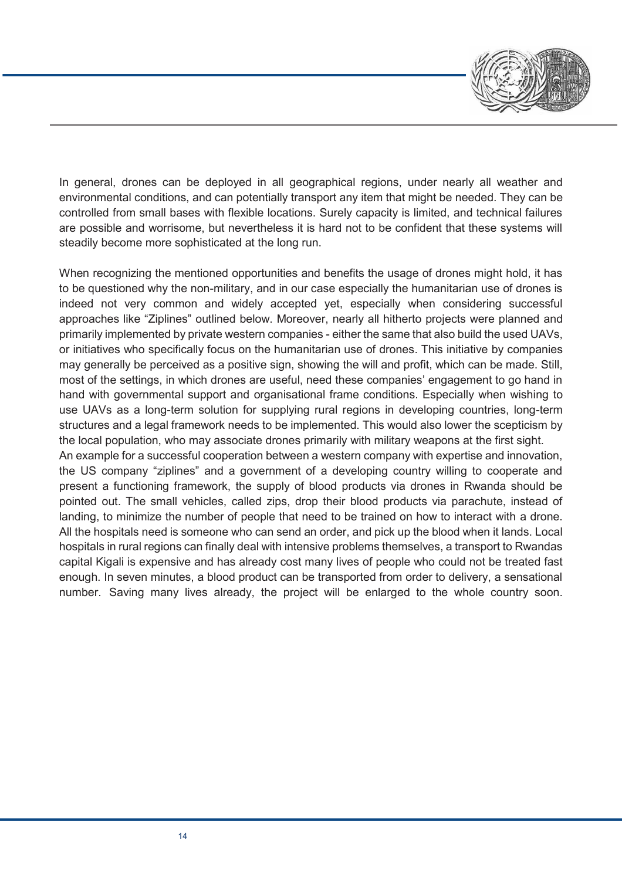In general, drones can be deployed in all geographical regions, under nearly all weather and environmental conditions, and can potentially transport any item that might be needed. They can be controlled from small bases with flexible locations. Surely capacity is limited, and technical failures are possible and worrisome, but nevertheless it is hard not to be confident that these systems will steadily become more sophisticated at the long run.

When recognizing the mentioned opportunities and benefits the usage of drones might hold, it has to be questioned why the non-military, and in our case especially the humanitarian use of drones is indeed not very common and widely accepted yet, especially when considering successful approaches like "Ziplines" outlined below. Moreover, nearly all hitherto projects were planned and primarily implemented by private western companies - either the same that also build the used UAVs, or initiatives who specifically focus on the humanitarian use of drones. This initiative by companies may generally be perceived as a positive sign, showing the will and profit, which can be made. Still, most of the settings, in which drones are useful, need these companies' engagement to go hand in hand with governmental support and organisational frame conditions. Especially when wishing to use UAVs as a long-term solution for supplying rural regions in developing countries, long-term structures and a legal framework needs to be implemented. This would also lower the scepticism by the local population, who may associate drones primarily with military weapons at the first sight.
An example for a successful cooperation between a western company with expertise and innovation, the US company "ziplines" and a government of a developing country willing to cooperate and present a functioning framework, the supply of blood products via drones in Rwanda should be pointed out. The small vehicles, called zips, drop their blood products via parachute, instead of landing, to minimize the number of people that need to be trained on how to interact with a drone. All the hospitals need is someone who can send an order, and pick up the blood when it lands. Local hospitals in rural regions can finally deal with intensive problems themselves, a transport to Rwandas capital Kigali is expensive and has already cost many lives of people who could not be treated fast enough. In seven minutes, a blood product can be transported from order to delivery, a sensational number. Saving many lives already, the project will be enlarged to the whole country soon.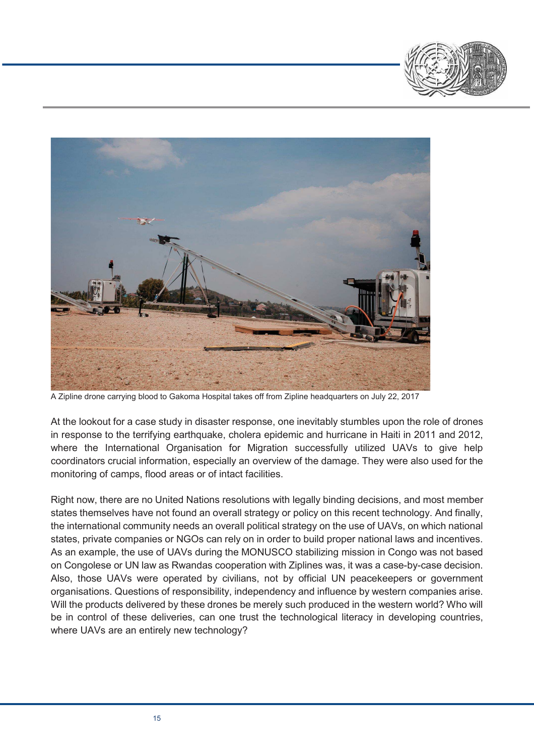A Zipline drone carrying blood to Gakoma Hospital takes off from Zipline headquarters on July 22, 2017

At the lookout for a case study in disaster response, one inevitably stumbles upon the role of drones in response to the terrifying earthquake, cholera epidemic and hurricane in Haiti in 2011 and 2012, where the International Organisation for Migration successfully utilized UAVs to give help coordinators crucial information, especially an overview of the damage. They were also used for the monitoring of camps, flood areas or of intact facilities.

Right now, there are no United Nations resolutions with legally binding decisions, and most member states themselves have not found an overall strategy or policy on this recent technology. And finally, the international community needs an overall political strategy on the use of UAVs, on which national states, private companies or NGOs can rely on in order to build proper national laws and incentives. As an example, the use of UAVs during the MONUSCO stabilizing mission in Congo was not based on Congolese or UN law as Rwandas cooperation with Ziplines was, it was a case-by-case decision. Also, those UAVs were operated by civilians, not by official UN peacekeepers or government organisations. Questions of responsibility, independency and influence by western companies arise. Will the products delivered by these drones be merely such produced in the western world? Who will be in control of these deliveries, can one trust the technological literacy in developing countries, where UAVs are an entirely new technology?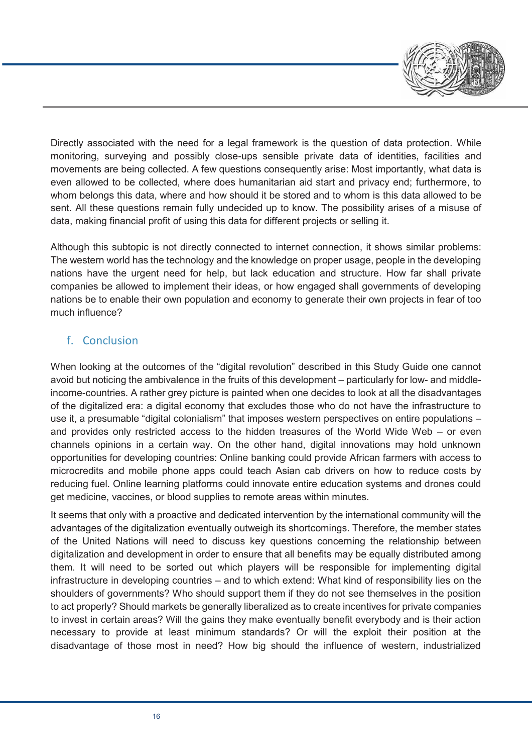Directly associated with the need for a legal framework is the question of data protection. While monitoring, surveying and possibly close-ups sensible private data of identities, facilities and movements are being collected. A few questions consequently arise: Most importantly, what data is even allowed to be collected, where does humanitarian aid start and privacy end; furthermore, to whom belongs this data, where and how should it be stored and to whom is this data allowed to be sent. All these questions remain fully undecided up to know. The possibility arises of a misuse of data, making financial profit of using this data for different projects or selling it.

Although this subtopic is not directly connected to internet connection, it shows similar problems: The western world has the technology and the knowledge on proper usage, people in the developing nations have the urgent need for help, but lack education and structure. How far shall private companies be allowed to implement their ideas, or how engaged shall governments of developing nations be to enable their own population and economy to generate their own projects in fear of too much influence?

## f. Conclusion

When looking at the outcomes of the "digital revolution" described in this Study Guide one cannot avoid but noticing the ambivalence in the fruits of this development – particularly for low- and middle-income-countries. A rather grey picture is painted when one decides to look at all the disadvantages of the digitalized era: a digital economy that excludes those who do not have the infrastructure to use it, a presumable "digital colonialism" that imposes western perspectives on entire populations – and provides only restricted access to the hidden treasures of the World Wide Web – or even channels opinions in a certain way. On the other hand, digital innovations may hold unknown opportunities for developing countries: Online banking could provide African farmers with access to microcredits and mobile phone apps could teach Asian cab drivers on how to reduce costs by reducing fuel. Online learning platforms could innovate entire education systems and drones could get medicine, vaccines, or blood supplies to remote areas within minutes.

It seems that only with a proactive and dedicated intervention by the international community will the advantages of the digitalization eventually outweigh its shortcomings. Therefore, the member states of the United Nations will need to discuss key questions concerning the relationship between digitalization and development in order to ensure that all benefits may be equally distributed among them. It will need to be sorted out which players will be responsible for implementing digital infrastructure in developing countries – and to which extend: What kind of responsibility lies on the shoulders of governments? Who should support them if they do not see themselves in the position to act properly? Should markets be generally liberalized as to create incentives for private companies to invest in certain areas? Will the gains they make eventually benefit everybody and is their action necessary to provide at least minimum standards? Or will the exploit their position at the disadvantage of those most in need? How big should the influence of western, industrialized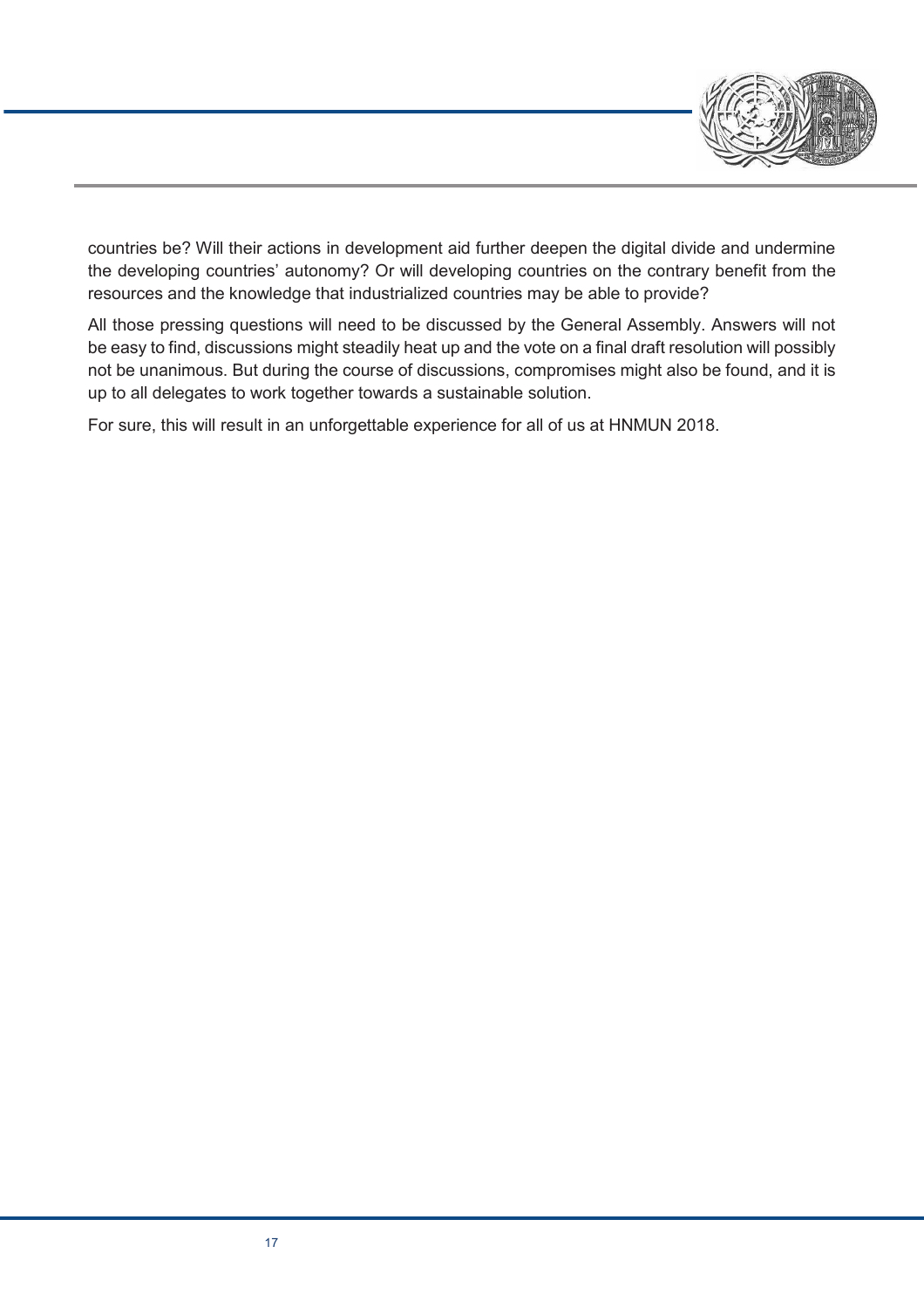countries be? Will their actions in development aid further deepen the digital divide and undermine the developing countries' autonomy? Or will developing countries on the contrary benefit from the resources and the knowledge that industrialized countries may be able to provide?

All those pressing questions will need to be discussed by the General Assembly. Answers will not be easy to find, discussions might steadily heat up and the vote on a final draft resolution will possibly not be unanimous. But during the course of discussions, compromises might also be found, and it is up to all delegates to work together towards a sustainable solution.

For sure, this will result in an unforgettable experience for all of us at HNMUN 2018.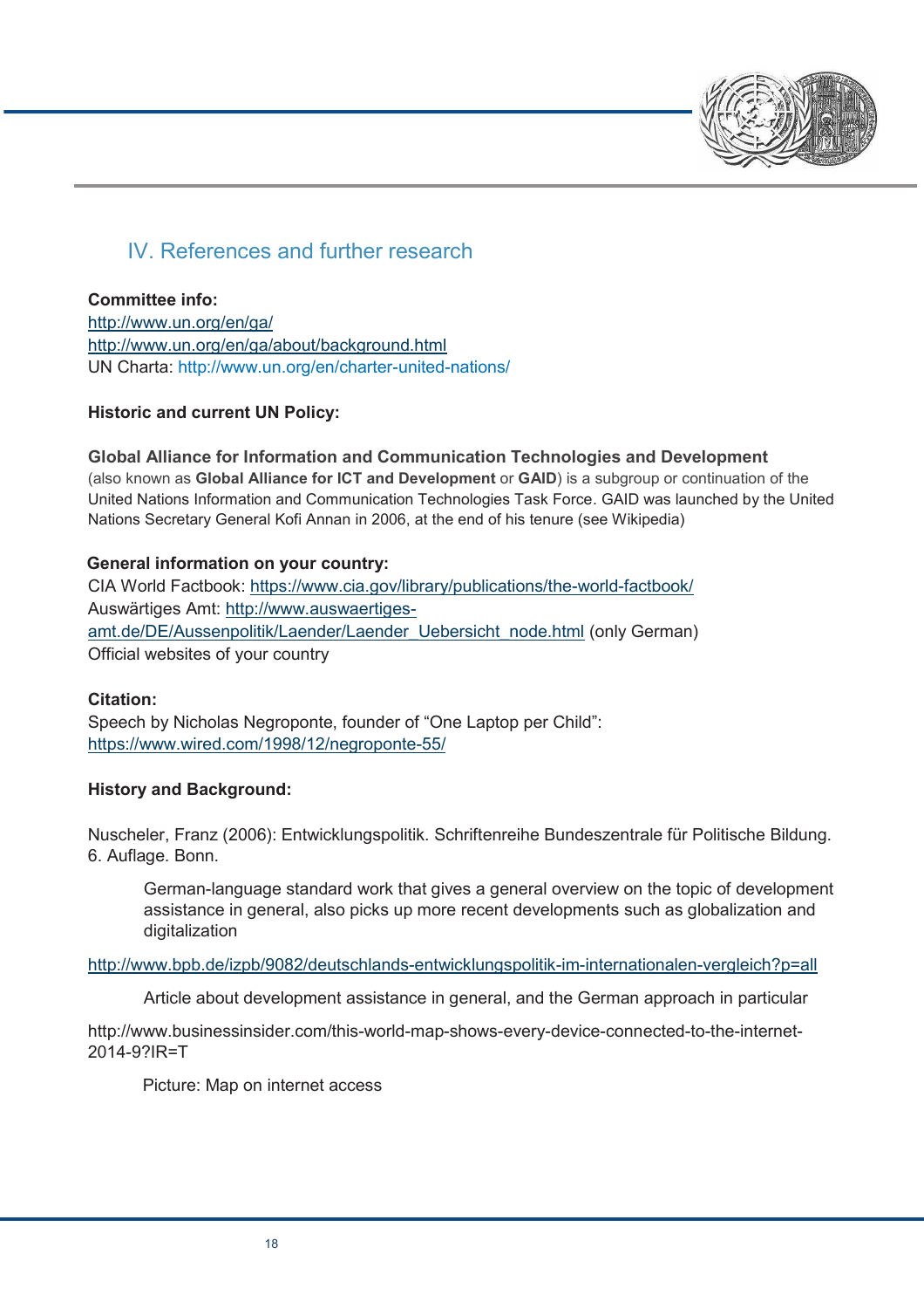## IV. References and further research

**Committee info:**
http://www.un.org/en/ga/
http://www.un.org/en/ga/about/background.html
UN Charta: http://www.un.org/en/charter-united-nations/

**Historic and current UN Policy:**

**Global Alliance for Information and Communication Technologies and Development**
(also known as **Global Alliance for ICT and Development** or **GAID**) is a subgroup or continuation of the United Nations Information and Communication Technologies Task Force. GAID was launched by the United Nations Secretary General Kofi Annan in 2006, at the end of his tenure (see Wikipedia)

**General information on your country:**
CIA World Factbook: https://www.cia.gov/library/publications/the-world-factbook/
Auswärtiges Amt: http://www.auswaertiges-amt.de/DE/Aussenpolitik/Laender/Laender_Uebersicht_node.html (only German)
Official websites of your country

**Citation:**
Speech by Nicholas Negroponte, founder of "One Laptop per Child":
https://www.wired.com/1998/12/negroponte-55/

**History and Background:**

Nuscheler, Franz (2006): Entwicklungspolitik. Schriftenreihe Bundeszentrale für Politische Bildung. 6. Auflage. Bonn.

> German-language standard work that gives a general overview on the topic of development assistance in general, also picks up more recent developments such as globalization and digitalization

http://www.bpb.de/izpb/9082/deutschlands-entwicklungspolitik-im-internationalen-vergleich?p=all

> Article about development assistance in general, and the German approach in particular

http://www.businessinsider.com/this-world-map-shows-every-device-connected-to-the-internet-2014-9?IR=T

> Picture: Map on internet access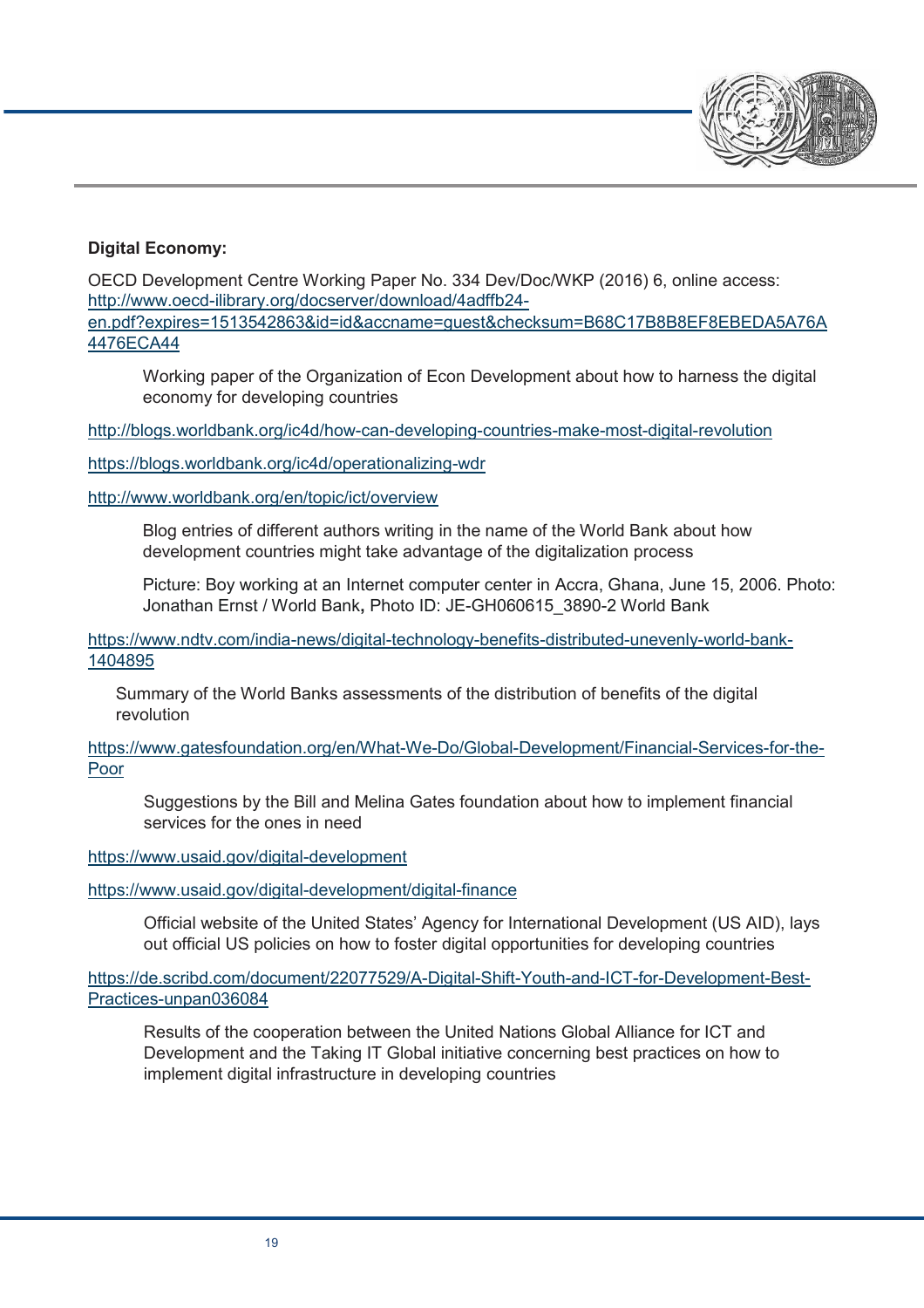**Digital Economy:**

OECD Development Centre Working Paper No. 334 Dev/Doc/WKP (2016) 6, online access: http://www.oecd-ilibrary.org/docserver/download/4adffb24-en.pdf?expires=1513542863&id=id&accname=guest&checksum=B68C17B8B8EF8EBEDA5A76A4476ECA44

> Working paper of the Organization of Econ Development about how to harness the digital economy for developing countries

http://blogs.worldbank.org/ic4d/how-can-developing-countries-make-most-digital-revolution

https://blogs.worldbank.org/ic4d/operationalizing-wdr

http://www.worldbank.org/en/topic/ict/overview

> Blog entries of different authors writing in the name of the World Bank about how development countries might take advantage of the digitalization process
>
> Picture: Boy working at an Internet computer center in Accra, Ghana, June 15, 2006. Photo: Jonathan Ernst / World Bank**,** Photo ID: JE-GH060615_3890-2 World Bank

https://www.ndtv.com/india-news/digital-technology-benefits-distributed-unevenly-world-bank-1404895

> Summary of the World Banks assessments of the distribution of benefits of the digital revolution

https://www.gatesfoundation.org/en/What-We-Do/Global-Development/Financial-Services-for-the-Poor

> Suggestions by the Bill and Melina Gates foundation about how to implement financial services for the ones in need

https://www.usaid.gov/digital-development

https://www.usaid.gov/digital-development/digital-finance

> Official website of the United States' Agency for International Development (US AID), lays out official US policies on how to foster digital opportunities for developing countries

https://de.scribd.com/document/22077529/A-Digital-Shift-Youth-and-ICT-for-Development-Best-Practices-unpan036084

> Results of the cooperation between the United Nations Global Alliance for ICT and Development and the Taking IT Global initiative concerning best practices on how to implement digital infrastructure in developing countries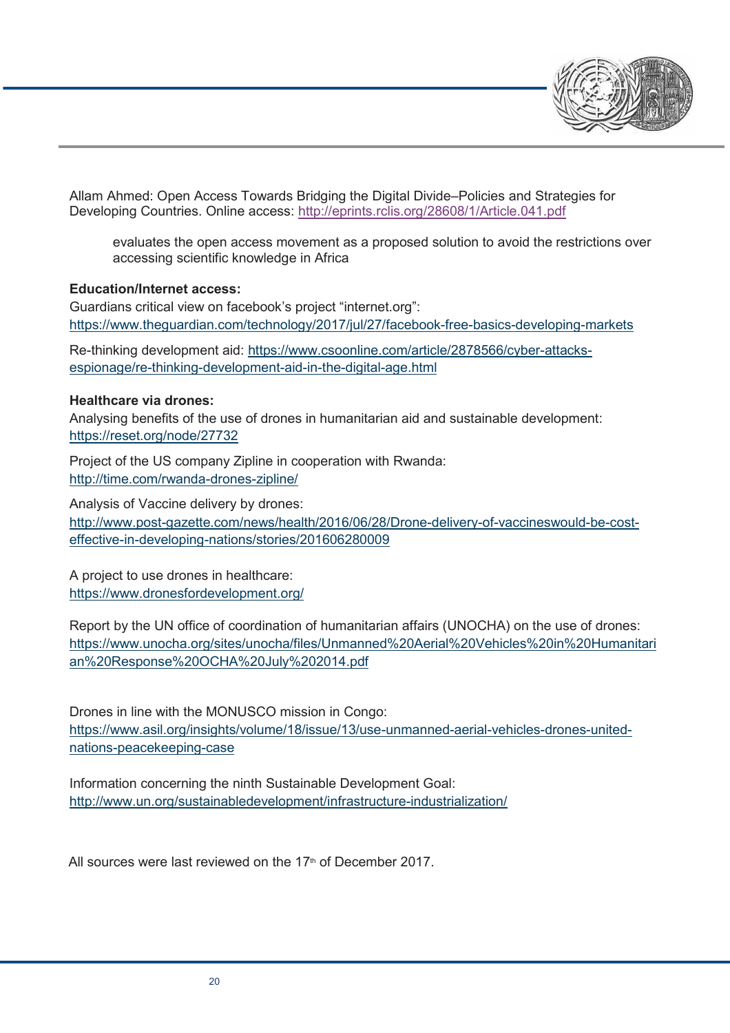Allam Ahmed: Open Access Towards Bridging the Digital Divide–Policies and Strategies for Developing Countries. Online access: http://eprints.rclis.org/28608/1/Article.041.pdf

> evaluates the open access movement as a proposed solution to avoid the restrictions over accessing scientific knowledge in Africa

**Education/Internet access:**

Guardians critical view on facebook's project "internet.org": https://www.theguardian.com/technology/2017/jul/27/facebook-free-basics-developing-markets

Re-thinking development aid: https://www.csoonline.com/article/2878566/cyber-attacks-espionage/re-thinking-development-aid-in-the-digital-age.html

**Healthcare via drones:**

Analysing benefits of the use of drones in humanitarian aid and sustainable development: https://reset.org/node/27732

Project of the US company Zipline in cooperation with Rwanda: http://time.com/rwanda-drones-zipline/

Analysis of Vaccine delivery by drones: http://www.post-gazette.com/news/health/2016/06/28/Drone-delivery-of-vaccineswould-be-cost-effective-in-developing-nations/stories/201606280009

A project to use drones in healthcare: https://www.dronesfordevelopment.org/

Report by the UN office of coordination of humanitarian affairs (UNOCHA) on the use of drones: https://www.unocha.org/sites/unocha/files/Unmanned%20Aerial%20Vehicles%20in%20Humanitarian%20Response%20OCHA%20July%202014.pdf

Drones in line with the MONUSCO mission in Congo: https://www.asil.org/insights/volume/18/issue/13/use-unmanned-aerial-vehicles-drones-united-nations-peacekeeping-case

Information concerning the ninth Sustainable Development Goal: http://www.un.org/sustainabledevelopment/infrastructure-industrialization/

All sources were last reviewed on the 17th of December 2017.